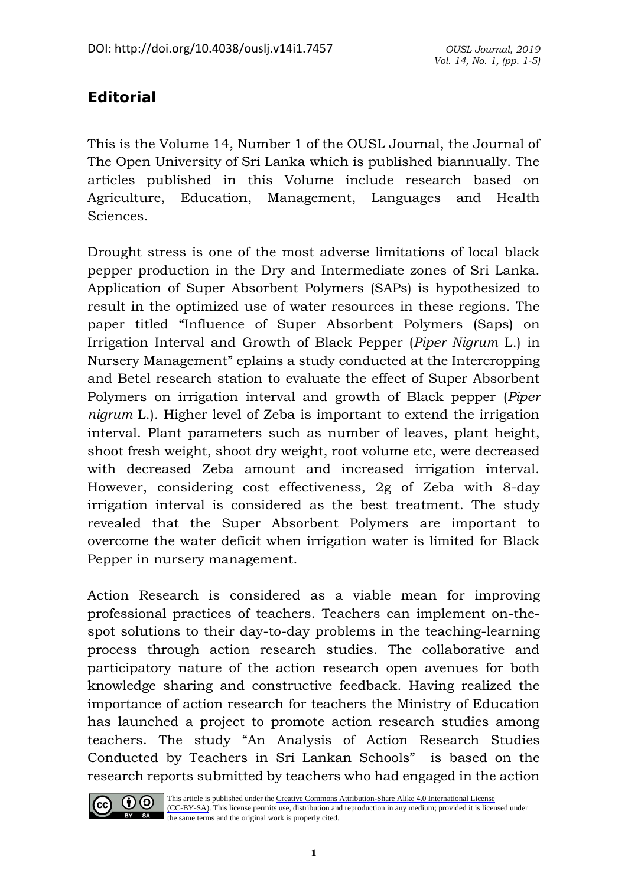## Editorial

This is the Volume 14, Number 1 of the OUSL Journal, the Journal of The Open University of Sri Lanka which is published biannually. The articles published in this Volume include research based on Agriculture, Education, Management, Languages and Health Sciences.

Drought stress is one of the most adverse limitations of local black pepper production in the Dry and Intermediate zones of Sri Lanka. Application of Super Absorbent Polymers (SAPs) is hypothesized to result in the optimized use of water resources in these regions. The paper titled "Influence of Super Absorbent Polymers (Saps) on Irrigation Interval and Growth of Black Pepper (*Piper Nigrum* L.) in Nursery Management" eplains a study conducted at the Intercropping and Betel research station to evaluate the effect of Super Absorbent Polymers on irrigation interval and growth of Black pepper (*Piper nigrum* L.). Higher level of Zeba is important to extend the irrigation interval. Plant parameters such as number of leaves, plant height, shoot fresh weight, shoot dry weight, root volume etc, were decreased with decreased Zeba amount and increased irrigation interval. However, considering cost effectiveness, 2g of Zeba with 8-day irrigation interval is considered as the best treatment. The study revealed that the Super Absorbent Polymers are important to overcome the water deficit when irrigation water is limited for Black Pepper in nursery management.

Action Research is considered as a viable mean for improving professional practices of teachers. Teachers can implement on-the-spot solutions to their day-to-day problems in the teaching-learning process through action research studies. The collaborative and participatory nature of the action research open avenues for both knowledge sharing and constructive feedback. Having realized the importance of action research for teachers the Ministry of Education has launched a project to promote action research studies among teachers. The study "An Analysis of Action Research Studies Conducted by Teachers in Sri Lankan Schools" is based on the research reports submitted by teachers who had engaged in the action

This article is published under the Creative Commons Attribution-Share Alike 4.0 International License (CC-BY-SA). This license permits use, distribution and reproduction in any medium; provided it is licensed under the same terms and the original work is properly cited.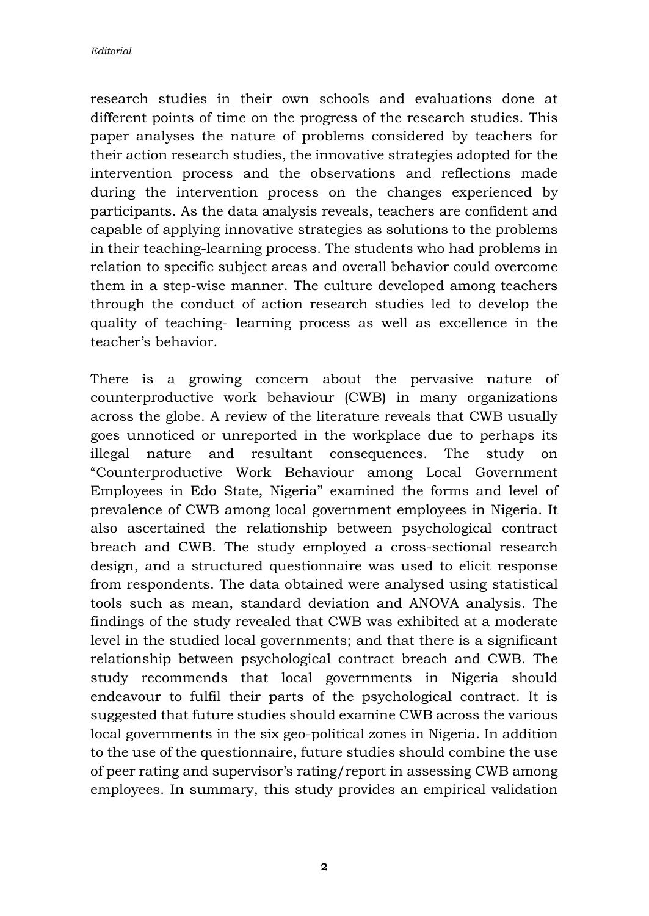research studies in their own schools and evaluations done at different points of time on the progress of the research studies. This paper analyses the nature of problems considered by teachers for their action research studies, the innovative strategies adopted for the intervention process and the observations and reflections made during the intervention process on the changes experienced by participants. As the data analysis reveals, teachers are confident and capable of applying innovative strategies as solutions to the problems in their teaching-learning process. The students who had problems in relation to specific subject areas and overall behavior could overcome them in a step-wise manner. The culture developed among teachers through the conduct of action research studies led to develop the quality of teaching- learning process as well as excellence in the teacher's behavior.

There is a growing concern about the pervasive nature of counterproductive work behaviour (CWB) in many organizations across the globe. A review of the literature reveals that CWB usually goes unnoticed or unreported in the workplace due to perhaps its illegal nature and resultant consequences. The study on "Counterproductive Work Behaviour among Local Government Employees in Edo State, Nigeria" examined the forms and level of prevalence of CWB among local government employees in Nigeria. It also ascertained the relationship between psychological contract breach and CWB. The study employed a cross-sectional research design, and a structured questionnaire was used to elicit response from respondents. The data obtained were analysed using statistical tools such as mean, standard deviation and ANOVA analysis. The findings of the study revealed that CWB was exhibited at a moderate level in the studied local governments; and that there is a significant relationship between psychological contract breach and CWB. The study recommends that local governments in Nigeria should endeavour to fulfil their parts of the psychological contract. It is suggested that future studies should examine CWB across the various local governments in the six geo-political zones in Nigeria. In addition to the use of the questionnaire, future studies should combine the use of peer rating and supervisor's rating/report in assessing CWB among employees. In summary, this study provides an empirical validation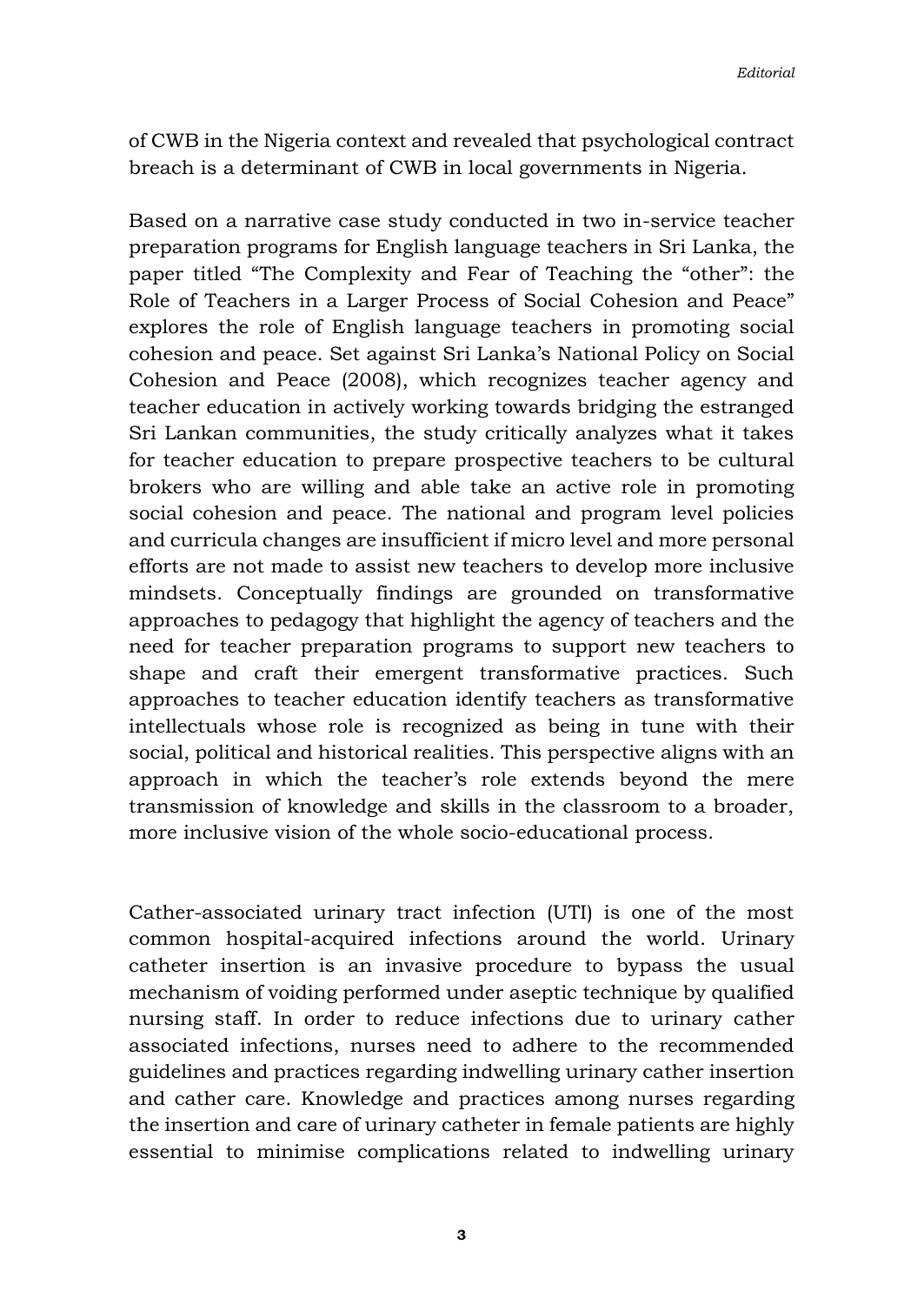of CWB in the Nigeria context and revealed that psychological contract breach is a determinant of CWB in local governments in Nigeria.

Based on a narrative case study conducted in two in-service teacher preparation programs for English language teachers in Sri Lanka, the paper titled "The Complexity and Fear of Teaching the "other": the Role of Teachers in a Larger Process of Social Cohesion and Peace" explores the role of English language teachers in promoting social cohesion and peace. Set against Sri Lanka's National Policy on Social Cohesion and Peace (2008), which recognizes teacher agency and teacher education in actively working towards bridging the estranged Sri Lankan communities, the study critically analyzes what it takes for teacher education to prepare prospective teachers to be cultural brokers who are willing and able take an active role in promoting social cohesion and peace. The national and program level policies and curricula changes are insufficient if micro level and more personal efforts are not made to assist new teachers to develop more inclusive mindsets. Conceptually findings are grounded on transformative approaches to pedagogy that highlight the agency of teachers and the need for teacher preparation programs to support new teachers to shape and craft their emergent transformative practices. Such approaches to teacher education identify teachers as transformative intellectuals whose role is recognized as being in tune with their social, political and historical realities. This perspective aligns with an approach in which the teacher's role extends beyond the mere transmission of knowledge and skills in the classroom to a broader, more inclusive vision of the whole socio-educational process.

Cather-associated urinary tract infection (UTI) is one of the most common hospital-acquired infections around the world. Urinary catheter insertion is an invasive procedure to bypass the usual mechanism of voiding performed under aseptic technique by qualified nursing staff. In order to reduce infections due to urinary cather associated infections, nurses need to adhere to the recommended guidelines and practices regarding indwelling urinary cather insertion and cather care. Knowledge and practices among nurses regarding the insertion and care of urinary catheter in female patients are highly essential to minimise complications related to indwelling urinary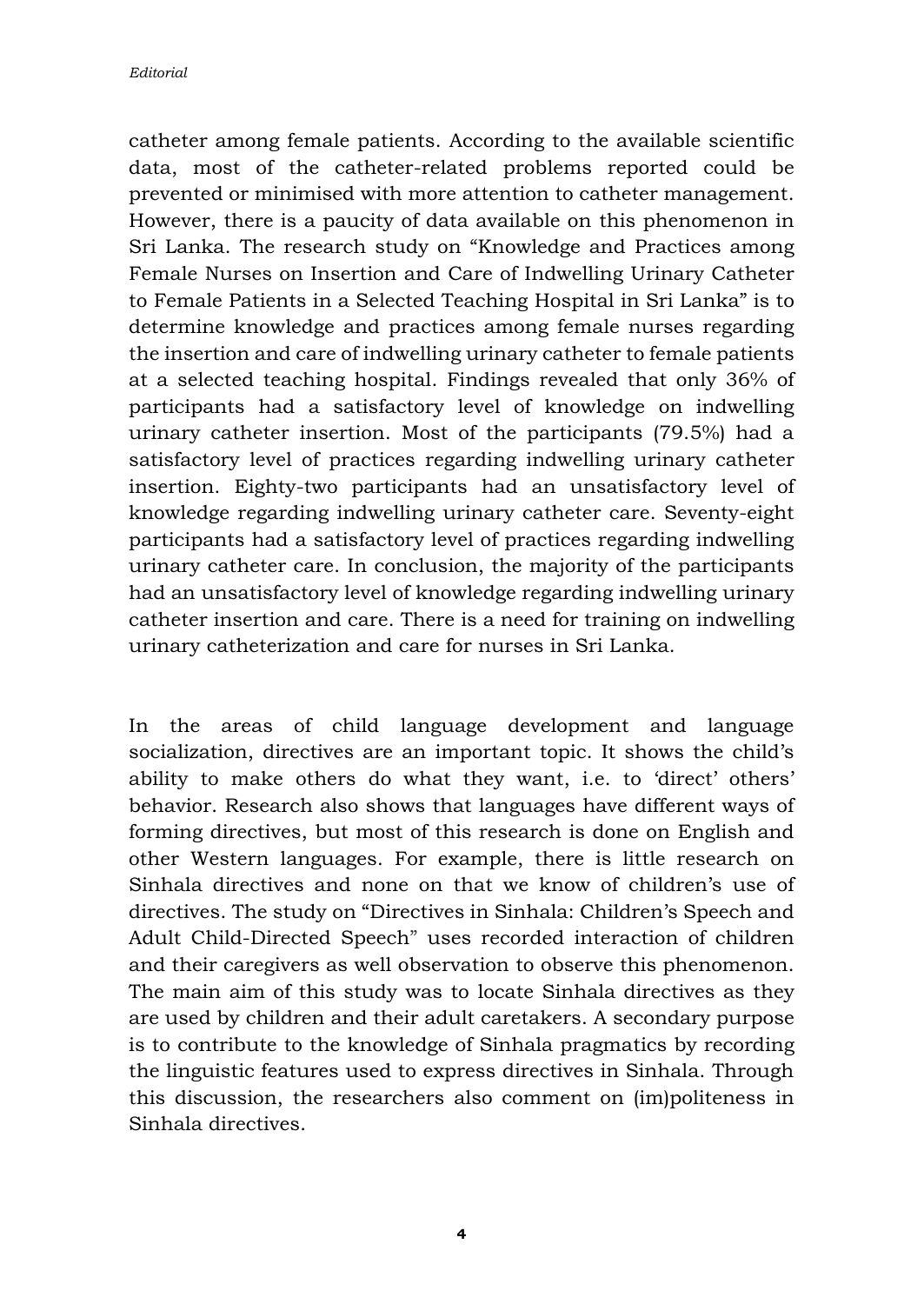catheter among female patients. According to the available scientific data, most of the catheter-related problems reported could be prevented or minimised with more attention to catheter management. However, there is a paucity of data available on this phenomenon in Sri Lanka. The research study on "Knowledge and Practices among Female Nurses on Insertion and Care of Indwelling Urinary Catheter to Female Patients in a Selected Teaching Hospital in Sri Lanka" is to determine knowledge and practices among female nurses regarding the insertion and care of indwelling urinary catheter to female patients at a selected teaching hospital. Findings revealed that only 36% of participants had a satisfactory level of knowledge on indwelling urinary catheter insertion. Most of the participants (79.5%) had a satisfactory level of practices regarding indwelling urinary catheter insertion. Eighty-two participants had an unsatisfactory level of knowledge regarding indwelling urinary catheter care. Seventy-eight participants had a satisfactory level of practices regarding indwelling urinary catheter care. In conclusion, the majority of the participants had an unsatisfactory level of knowledge regarding indwelling urinary catheter insertion and care. There is a need for training on indwelling urinary catheterization and care for nurses in Sri Lanka.

In the areas of child language development and language socialization, directives are an important topic. It shows the child's ability to make others do what they want, i.e. to 'direct' others' behavior. Research also shows that languages have different ways of forming directives, but most of this research is done on English and other Western languages. For example, there is little research on Sinhala directives and none on that we know of children's use of directives. The study on "Directives in Sinhala: Children's Speech and Adult Child-Directed Speech" uses recorded interaction of children and their caregivers as well observation to observe this phenomenon. The main aim of this study was to locate Sinhala directives as they are used by children and their adult caretakers. A secondary purpose is to contribute to the knowledge of Sinhala pragmatics by recording the linguistic features used to express directives in Sinhala. Through this discussion, the researchers also comment on (im)politeness in Sinhala directives.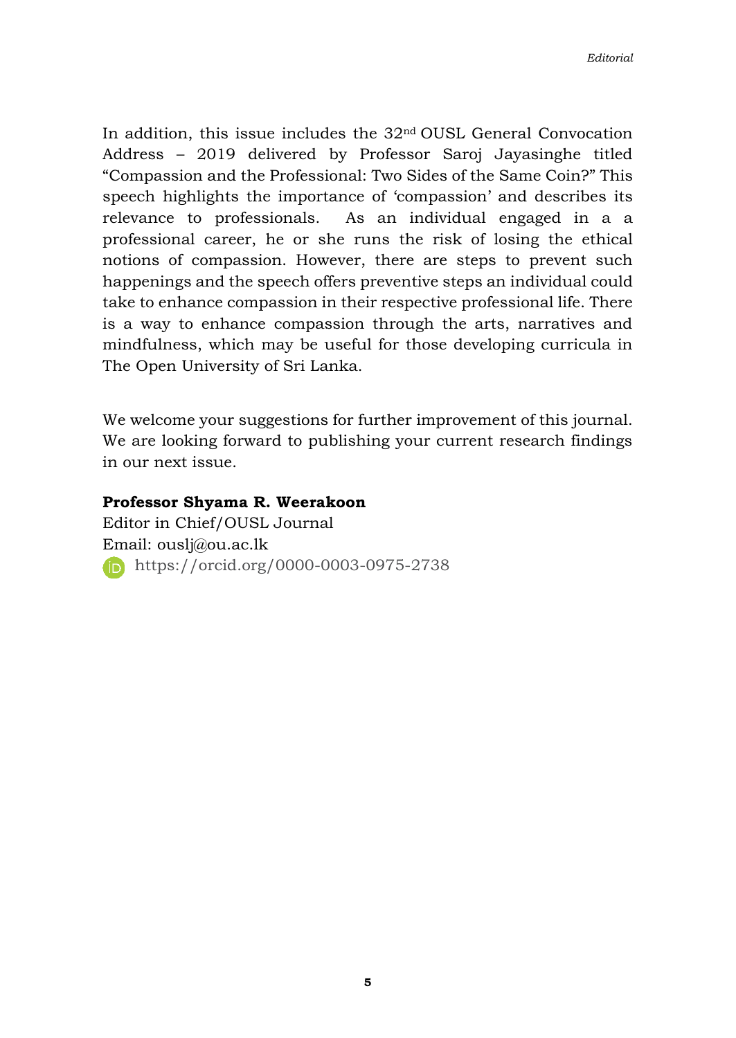In addition, this issue includes the 32nd OUSL General Convocation Address – 2019 delivered by Professor Saroj Jayasinghe titled "Compassion and the Professional: Two Sides of the Same Coin?" This speech highlights the importance of 'compassion' and describes its relevance to professionals. As an individual engaged in a a professional career, he or she runs the risk of losing the ethical notions of compassion. However, there are steps to prevent such happenings and the speech offers preventive steps an individual could take to enhance compassion in their respective professional life. There is a way to enhance compassion through the arts, narratives and mindfulness, which may be useful for those developing curricula in The Open University of Sri Lanka.

We welcome your suggestions for further improvement of this journal. We are looking forward to publishing your current research findings in our next issue.

**Professor Shyama R. Weerakoon**
Editor in Chief/OUSL Journal
Email: ouslj@ou.ac.lk
https://orcid.org/0000-0003-0975-2738